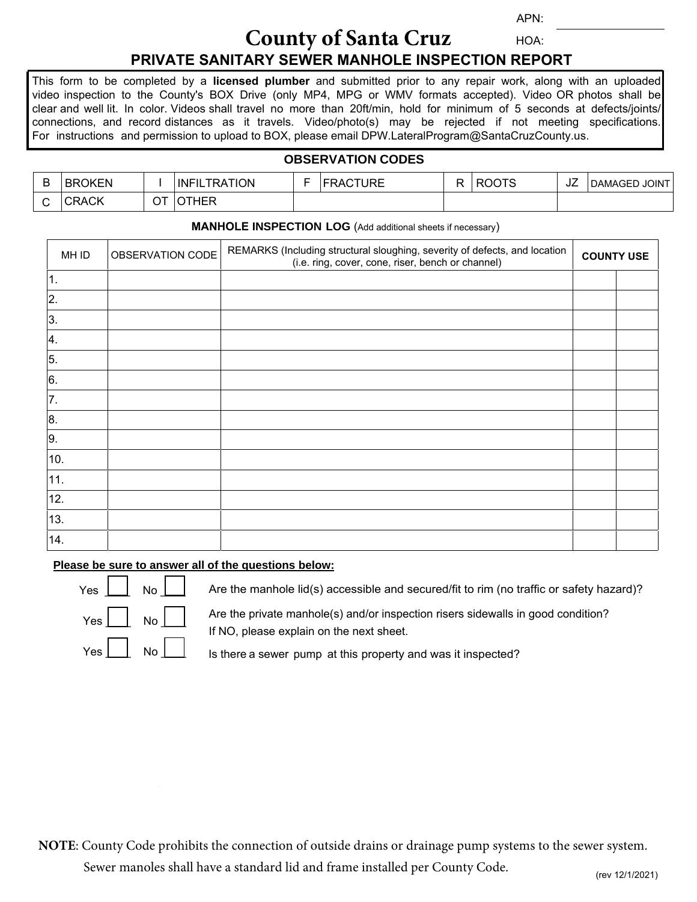APN: 

HOA: 

# County of Santa Cruz

## PRIVATE SANITARY SEWER MANHOLE INSPECTION REPORT

This form to be completed by a **licensed plumber** and submitted prior to any repair work, along with an uploaded video inspection to the County's BOX Drive (only MP4, MPG or WMV formats accepted). Video OR photos shall be clear and well lit. In color. Videos shall travel no more than 20ft/min, hold for minimum of 5 seconds at defects/joints/ connections, and record distances as it travels. Video/photo(s) may be rejected if not meeting specifications. For instructions and permission to upload to BOX, please email DPW.LateralProgram@SantaCruzCounty.us.

### OBSERVATION CODES

| | | | | | | | | | |
|---|---|---|---|---|---|---|---|---|---|
| B | BROKEN | I | INFILTRATION | F | FRACTURE | R | ROOTS | JZ | DAMAGED JOINT |
| C | CRACK | OT | OTHER | | | | | | |

**MANHOLE INSPECTION LOG** (Add additional sheets if necessary)

| MH ID | OBSERVATION CODE | REMARKS (Including structural sloughing, severity of defects, and location (i.e. ring, cover, cone, riser, bench or channel) | COUNTY USE | |
|---|---|---|---|---|
| 1. | | | | |
| 2. | | | | |
| 3. | | | | |
| 4. | | | | |
| 5. | | | | |
| 6. | | | | |
| 7. | | | | |
| 8. | | | | |
| 9. | | | | |
| 10. | | | | |
| 11. | | | | |
| 12. | | | | |
| 13. | | | | |
| 14. | | | | |

**Please be sure to answer all of the questions below:**

Yes ☐ No ☐ Are the manhole lid(s) accessible and secured/fit to rim (no traffic or safety hazard)?

Yes ☐ No ☐ Are the private manhole(s) and/or inspection risers sidewalls in good condition? If NO, please explain on the next sheet.

Yes ☐ No ☐ Is there a sewer pump at this property and was it inspected?

**NOTE**: County Code prohibits the connection of outside drains or drainage pump systems to the sewer system. Sewer manoles shall have a standard lid and frame installed per County Code.

(rev 12/1/2021)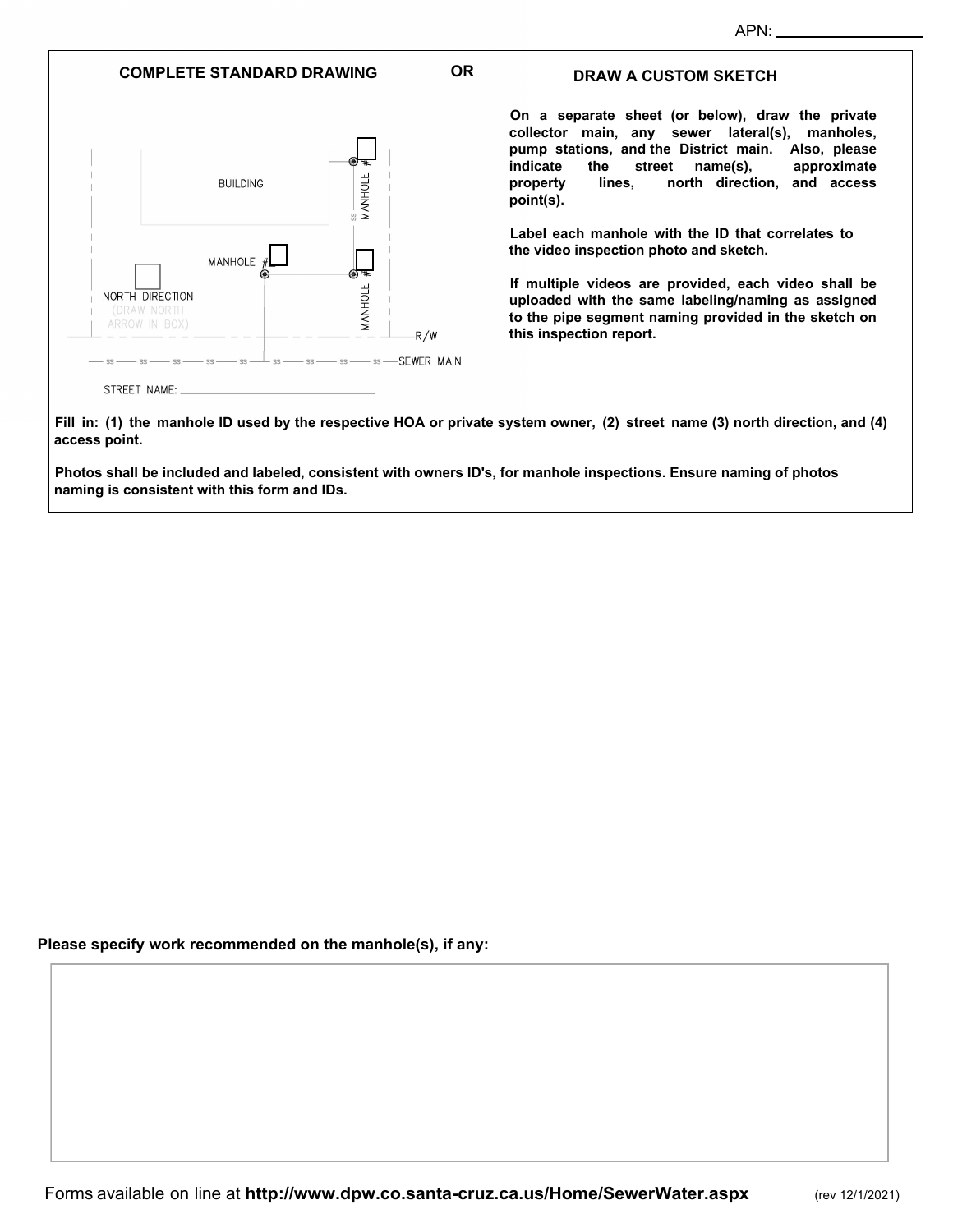APN: ________________

**COMPLETE STANDARD DRAWING** **OR** **DRAW A CUSTOM SKETCH**

BUILDING

MANHOLE #

MANHOLE #

MANHOLE #

NORTH DIRECTION
(DRAW NORTH ARROW IN BOX)

SS

R/W

SS — SS — SS — SS — SS — SS — SS — SS — SS — SEWER MAIN

STREET NAME: ____________________

**On a separate sheet (or below), draw the private collector main, any sewer lateral(s), manholes, pump stations, and the District main. Also, please indicate the street name(s), approximate property lines, north direction, and access point(s).**

**Label each manhole with the ID that correlates to the video inspection photo and sketch.**

**If multiple videos are provided, each video shall be uploaded with the same labeling/naming as assigned to the pipe segment naming provided in the sketch on this inspection report.**

**Fill in: (1) the manhole ID used by the respective HOA or private system owner, (2) street name (3) north direction, and (4) access point.**

**Photos shall be included and labeled, consistent with owners ID's, for manhole inspections. Ensure naming of photos naming is consistent with this form and IDs.**

**Please specify work recommended on the manhole(s), if any:**

Forms available on line at **http://www.dpw.co.santa-cruz.ca.us/Home/SewerWater.aspx** (rev 12/1/2021)